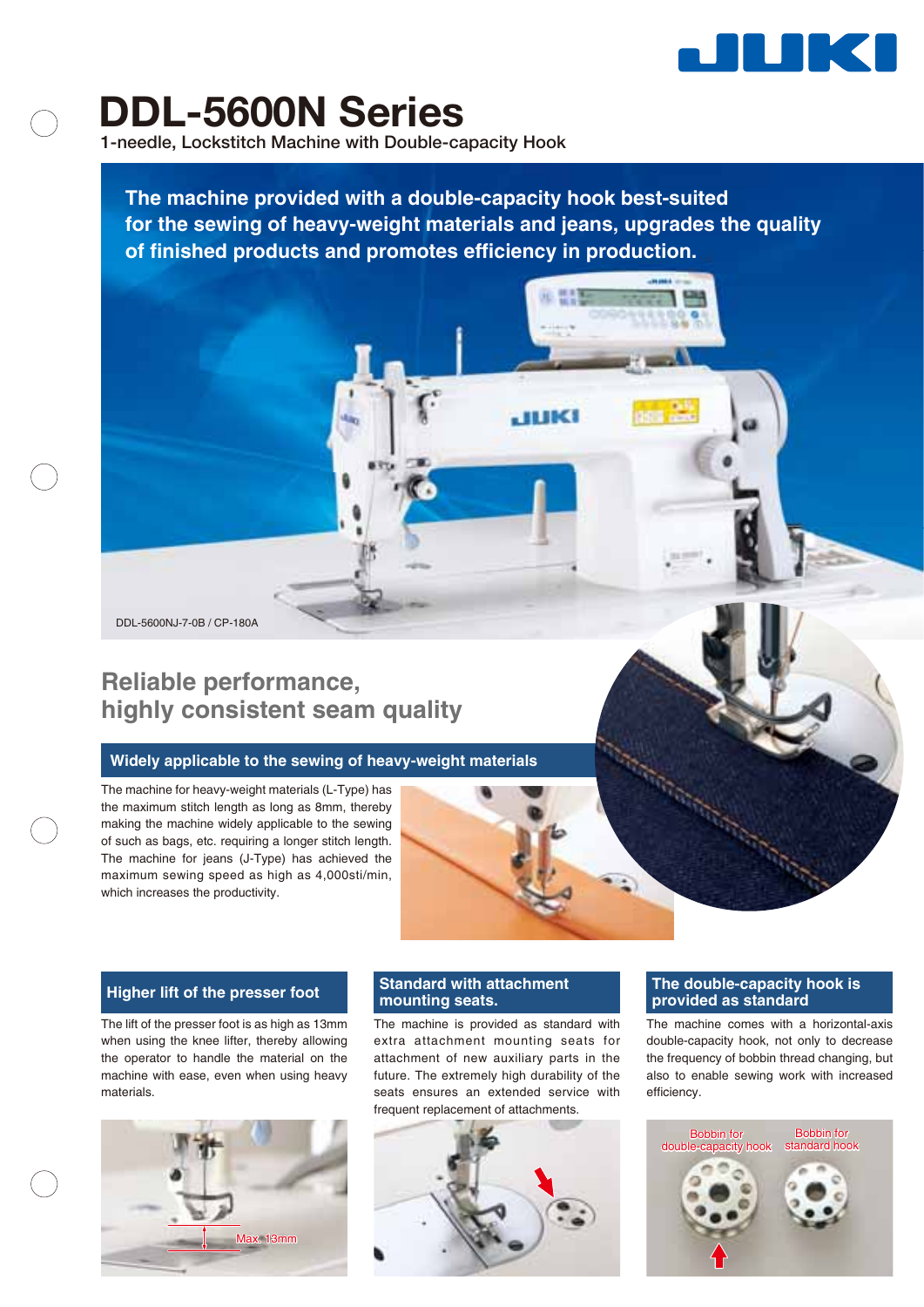# DDL-5600N Series

1-needle, Lockstitch Machine with Double-capacity Hook

**The machine provided with a double-capacity hook best-suited for the sewing of heavy-weight materials and jeans, upgrades the quality of finished products and promotes efficiency in production.**

DDL-5600NJ-7-0B / CP-180A

## Reliable performance, highly consistent seam quality

### Widely applicable to the sewing of heavy-weight materials

The machine for heavy-weight materials (L-Type) has the maximum stitch length as long as 8mm, thereby making the machine widely applicable to the sewing of such as bags, etc. requiring a longer stitch length. The machine for jeans (J-Type) has achieved the maximum sewing speed as high as 4,000sti/min, which increases the productivity.

### Higher lift of the presser foot

The lift of the presser foot is as high as 13mm when using the knee lifter, thereby allowing the operator to handle the material on the machine with ease, even when using heavy materials.

Max. 13mm

### Standard with attachment mounting seats.

The machine is provided as standard with extra attachment mounting seats for attachment of new auxiliary parts in the future. The extremely high durability of the seats ensures an extended service with frequent replacement of attachments.

### The double-capacity hook is provided as standard

The machine comes with a horizontal-axis double-capacity hook, not only to decrease the frequency of bobbin thread changing, but also to enable sewing work with increased efficiency.

Bobbin for double-capacity hook

Bobbin for standard hook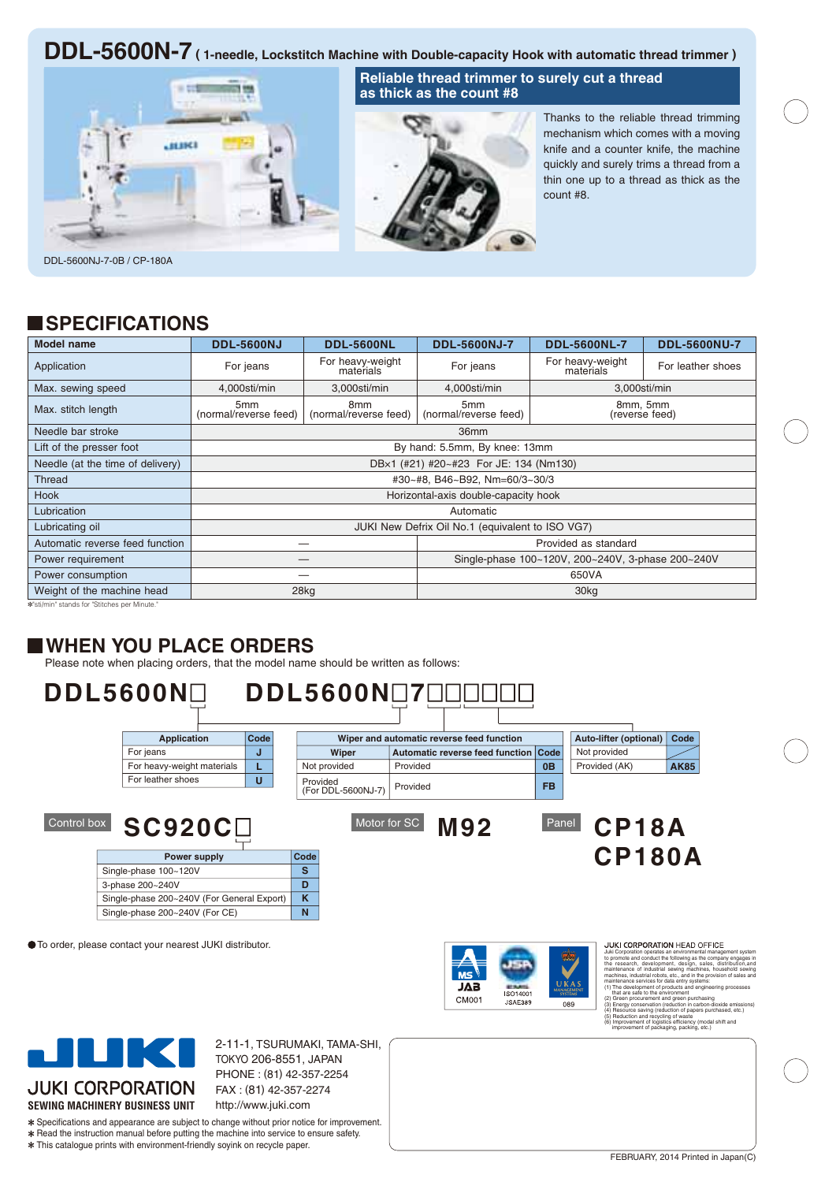# DDL-5600N-7 ( 1-needle, Lockstitch Machine with Double-capacity Hook with automatic thread trimmer )

DDL-5600NJ-7-0B / CP-180A

## Reliable thread trimmer to surely cut a thread as thick as the count #8

Thanks to the reliable thread trimming mechanism which comes with a moving knife and a counter knife, the machine quickly and surely trims a thread from a thin one up to a thread as thick as the count #8.

## SPECIFICATIONS

| Model name | DDL-5600NJ | DDL-5600NL | DDL-5600NJ-7 | DDL-5600NL-7 | DDL-5600NU-7 |
|---|---|---|---|---|---|
| Application | For jeans | For heavy-weight materials | For jeans | For heavy-weight materials | For leather shoes |
| Max. sewing speed | 4,000sti/min | 3,000sti/min | 4,000sti/min | 3,000sti/min | |
| Max. stitch length | 5mm (normal/reverse feed) | 8mm (normal/reverse feed) | 5mm (normal/reverse feed) | 8mm, 5mm (reverse feed) | |
| Needle bar stroke | 36mm | | | | |
| Lift of the presser foot | By hand: 5.5mm, By knee: 13mm | | | | |
| Needle (at the time of delivery) | DB×1 (#21) #20~#23 For JE: 134 (Nm130) | | | | |
| Thread | #30~#8, B46~B92, Nm=60/3~30/3 | | | | |
| Hook | Horizontal-axis double-capacity hook | | | | |
| Lubrication | Automatic | | | | |
| Lubricating oil | JUKI New Defrix Oil No.1 (equivalent to ISO VG7) | | | | |
| Automatic reverse feed function | — | | Provided as standard | | |
| Power requirement | — | | Single-phase 100~120V, 200~240V, 3-phase 200~240V | | |
| Power consumption | — | | 650VA | | |
| Weight of the machine head | 28kg | | 30kg | | |

*"sti/min" stands for "Stitches per Minute."

## WHEN YOU PLACE ORDERS

Please note when placing orders, that the model name should be written as follows:

**DDL5600N□    DDL5600N□7□□□□□□**

| Application | Code |
|---|---|
| For jeans | J |
| For heavy-weight materials | L |
| For leather shoes | U |

| Wiper and automatic reverse feed function | | |
|---|---|---|
| Wiper | Automatic reverse feed function | Code |
| Not provided | Provided | 0B |
| Provided (For DDL-5600NJ-7) | Provided | FB |

| Auto-lifter (optional) | Code |
|---|---|
| Not provided | |
| Provided (AK) | AK85 |

Control box **SC920C□**

| Power supply | Code |
|---|---|
| Single-phase 100~120V | S |
| 3-phase 200~240V | D |
| Single-phase 200~240V (For General Export) | K |
| Single-phase 200~240V (For CE) | N |

Motor for SC **M92**

Panel **CP18A CP180A**

● To order, please contact your nearest JUKI distributor.

CM001 ISO14001 JSAE389 089

JUKI CORPORATION HEAD OFFICE
Juki Corporation operates an environmental management system to promote and conduct the following as the company engages in the research, development, design, sales, distribution,and maintenance of industrial sewing machines, household sewing machines, industrial robots, etc., and in the provision of sales and maintenance services for data entry systems:
(1) The development of products and engineering processes that are safe to the environment
(2) Green procurement and green purchasing
(3) Energy conservation (reduction in carbon-dioxide emissions)
(4) Resource saving (reduction of papers purchased, etc.)
(5) Reduction and recycling of waste
(6) Improvement of logistics efficiency (modal shift and improvement of packaging, packing, etc.)

JUKI CORPORATION
SEWING MACHINERY BUSINESS UNIT

2-11-1, TSURUMAKI, TAMA-SHI, TOKYO 206-8551, JAPAN
PHONE : (81) 42-357-2254
FAX : (81) 42-357-2274
http://www.juki.com

* Specifications and appearance are subject to change without prior notice for improvement.
* Read the instruction manual before putting the machine into service to ensure safety.
* This catalogue prints with environment-friendly soyink on recycle paper.

FEBRUARY, 2014 Printed in Japan(C)